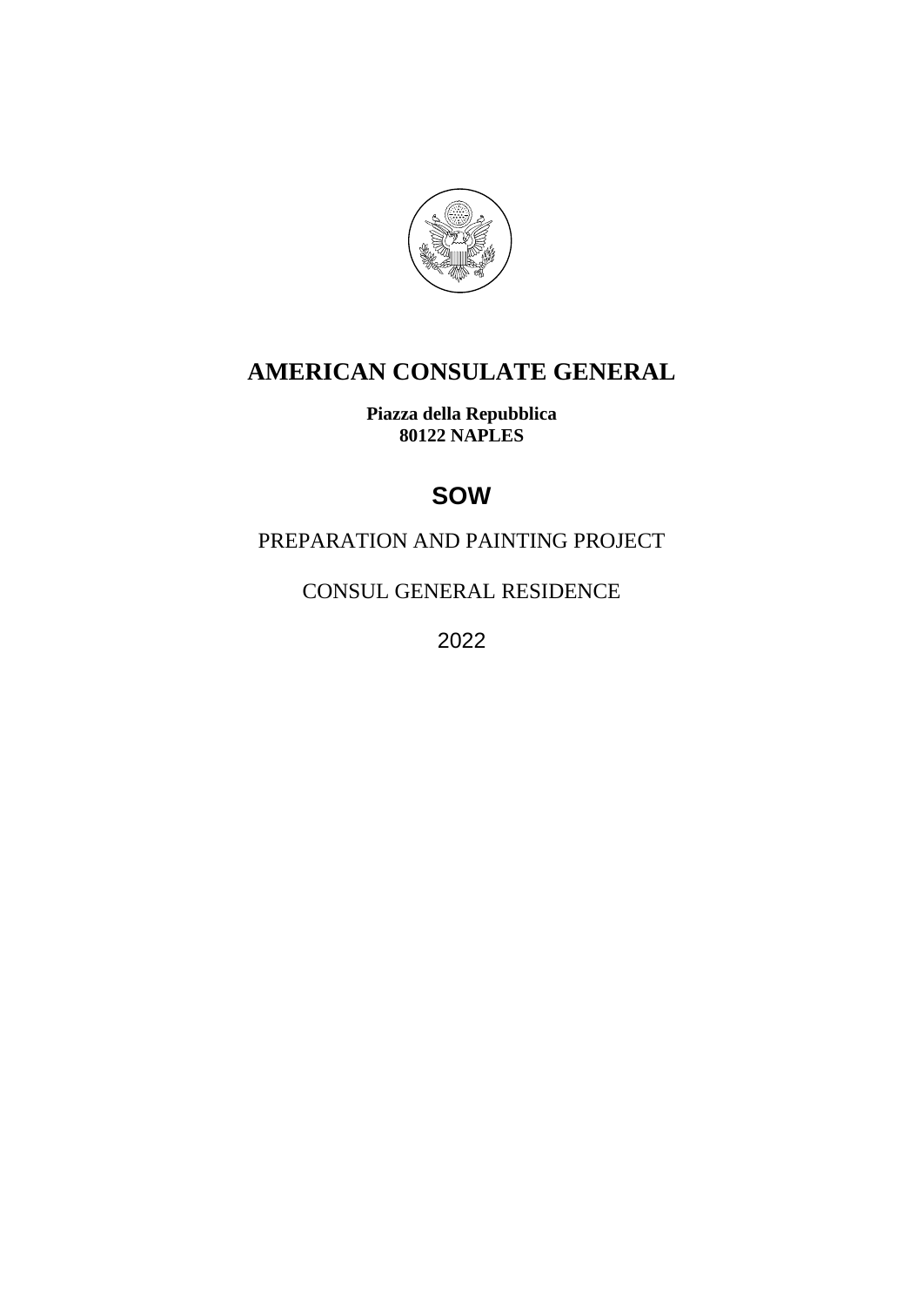# AMERICAN CONSULATE GENERAL

**Piazza della Repubblica**
**80122 NAPLES**

## SOW

PREPARATION AND PAINTING PROJECT

CONSUL GENERAL RESIDENCE

2022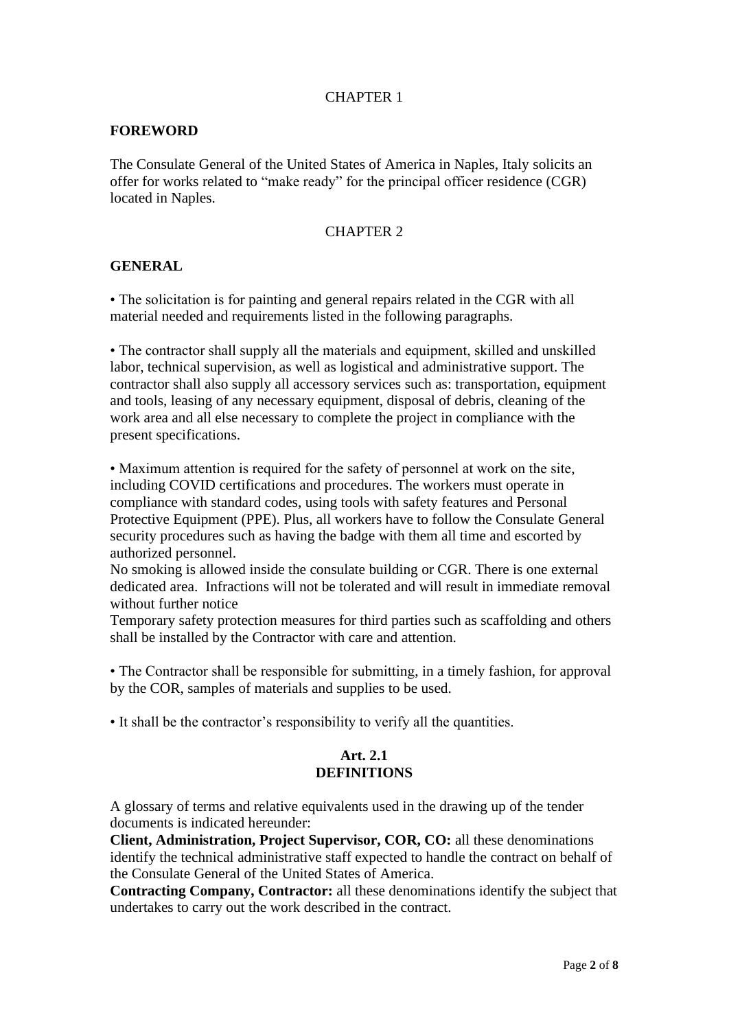CHAPTER 1

**FOREWORD**

The Consulate General of the United States of America in Naples, Italy solicits an offer for works related to "make ready" for the principal officer residence (CGR) located in Naples.

CHAPTER 2

**GENERAL**

• The solicitation is for painting and general repairs related in the CGR with all material needed and requirements listed in the following paragraphs.

• The contractor shall supply all the materials and equipment, skilled and unskilled labor, technical supervision, as well as logistical and administrative support. The contractor shall also supply all accessory services such as: transportation, equipment and tools, leasing of any necessary equipment, disposal of debris, cleaning of the work area and all else necessary to complete the project in compliance with the present specifications.

• Maximum attention is required for the safety of personnel at work on the site, including COVID certifications and procedures. The workers must operate in compliance with standard codes, using tools with safety features and Personal Protective Equipment (PPE). Plus, all workers have to follow the Consulate General security procedures such as having the badge with them all time and escorted by authorized personnel.
No smoking is allowed inside the consulate building or CGR. There is one external dedicated area. Infractions will not be tolerated and will result in immediate removal without further notice
Temporary safety protection measures for third parties such as scaffolding and others shall be installed by the Contractor with care and attention.

• The Contractor shall be responsible for submitting, in a timely fashion, for approval by the COR, samples of materials and supplies to be used.

• It shall be the contractor's responsibility to verify all the quantities.

**Art. 2.1**
**DEFINITIONS**

A glossary of terms and relative equivalents used in the drawing up of the tender documents is indicated hereunder:
**Client, Administration, Project Supervisor, COR, CO:** all these denominations identify the technical administrative staff expected to handle the contract on behalf of the Consulate General of the United States of America.
**Contracting Company, Contractor:** all these denominations identify the subject that undertakes to carry out the work described in the contract.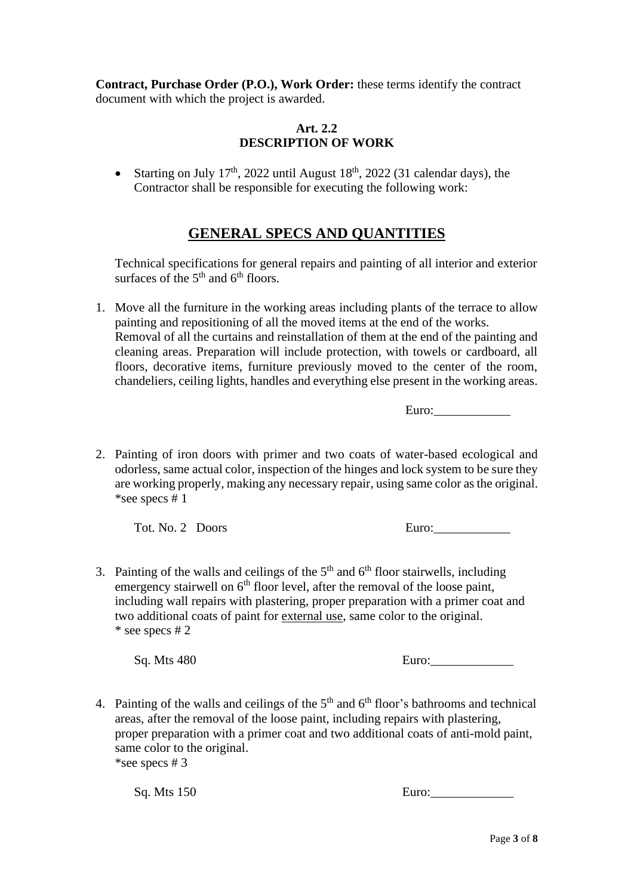**Contract, Purchase Order (P.O.), Work Order:** these terms identify the contract document with which the project is awarded.

**Art. 2.2**
**DESCRIPTION OF WORK**

- Starting on July 17th, 2022 until August 18th, 2022 (31 calendar days), the Contractor shall be responsible for executing the following work:

## GENERAL SPECS AND QUANTITIES

Technical specifications for general repairs and painting of all interior and exterior surfaces of the 5th and 6th floors.

1. Move all the furniture in the working areas including plants of the terrace to allow painting and repositioning of all the moved items at the end of the works. Removal of all the curtains and reinstallation of them at the end of the painting and cleaning areas. Preparation will include protection, with towels or cardboard, all floors, decorative items, furniture previously moved to the center of the room, chandeliers, ceiling lights, handles and everything else present in the working areas.

   Euro:____________

2. Painting of iron doors with primer and two coats of water-based ecological and odorless, same actual color, inspection of the hinges and lock system to be sure they are working properly, making any necessary repair, using same color as the original. *see specs # 1

   Tot. No. 2 Doors Euro:____________

3. Painting of the walls and ceilings of the 5th and 6th floor stairwells, including emergency stairwell on 6th floor level, after the removal of the loose paint, including wall repairs with plastering, proper preparation with a primer coat and two additional coats of paint for external use, same color to the original.
   * see specs # 2

   Sq. Mts 480 Euro:_____________

4. Painting of the walls and ceilings of the 5th and 6th floor's bathrooms and technical areas, after the removal of the loose paint, including repairs with plastering, proper preparation with a primer coat and two additional coats of anti-mold paint, same color to the original.
   *see specs # 3

   Sq. Mts 150 Euro:_____________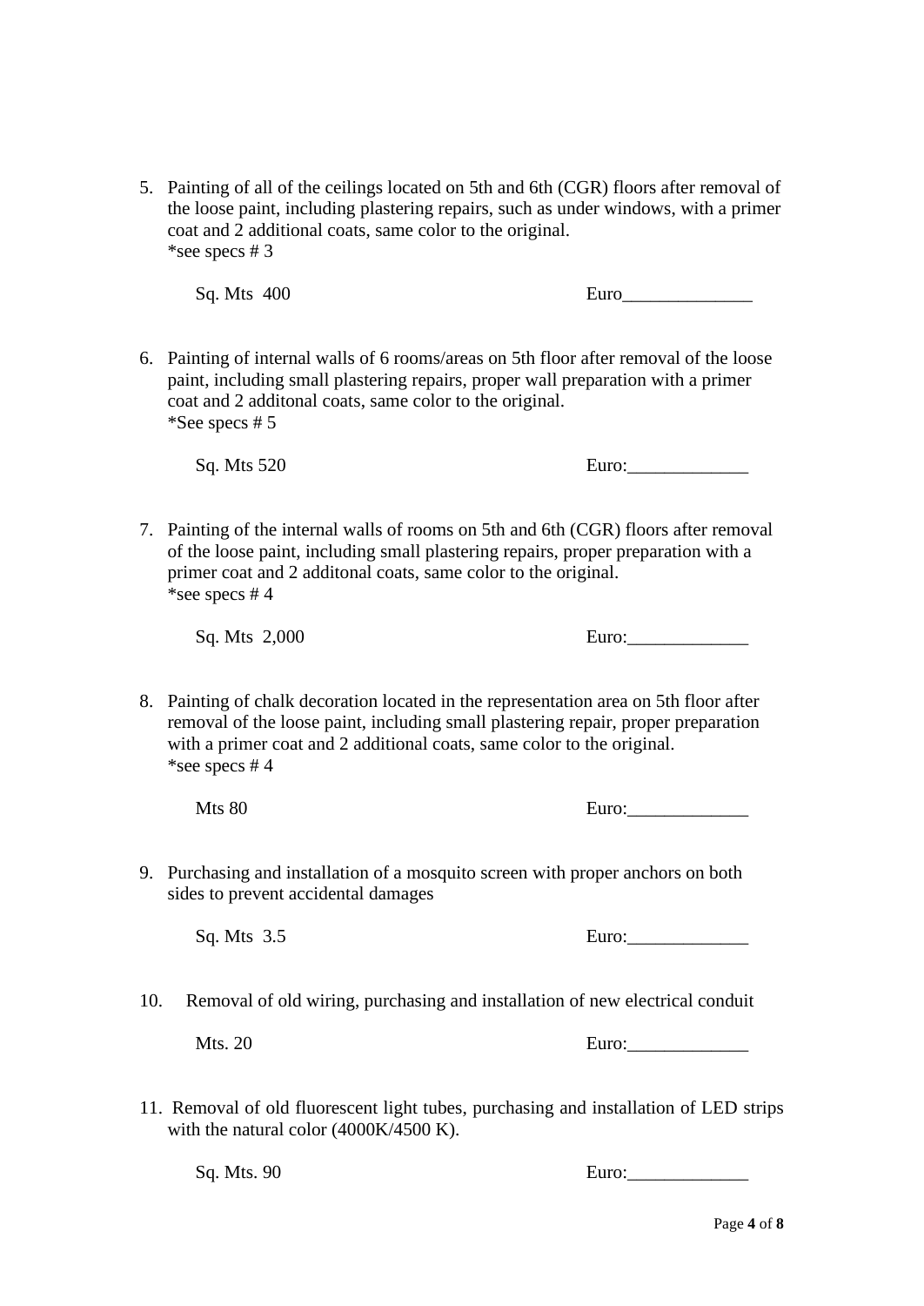5. Painting of all of the ceilings located on 5th and 6th (CGR) floors after removal of the loose paint, including plastering repairs, such as under windows, with a primer coat and 2 additional coats, same color to the original.
   *see specs # 3

   Sq. Mts  400 Euro______________

6. Painting of internal walls of 6 rooms/areas on 5th floor after removal of the loose paint, including small plastering repairs, proper wall preparation with a primer coat and 2 additonal coats, same color to the original.
   *See specs # 5

   Sq. Mts 520 Euro:_____________

7. Painting of the internal walls of rooms on 5th and 6th (CGR) floors after removal of the loose paint, including small plastering repairs, proper preparation with a primer coat and 2 additonal coats, same color to the original.
   *see specs # 4

   Sq. Mts  2,000 Euro:_____________

8. Painting of chalk decoration located in the representation area on 5th floor after removal of the loose paint, including small plastering repair, proper preparation with a primer coat and 2 additional coats, same color to the original.
   *see specs # 4

   Mts 80 Euro:_____________

9. Purchasing and installation of a mosquito screen with proper anchors on both sides to prevent accidental damages

   Sq. Mts  3.5 Euro:_____________

10. Removal of old wiring, purchasing and installation of new electrical conduit

    Mts. 20 Euro:_____________

11. Removal of old fluorescent light tubes, purchasing and installation of LED strips with the natural color (4000K/4500 K).

    Sq. Mts. 90 Euro:_____________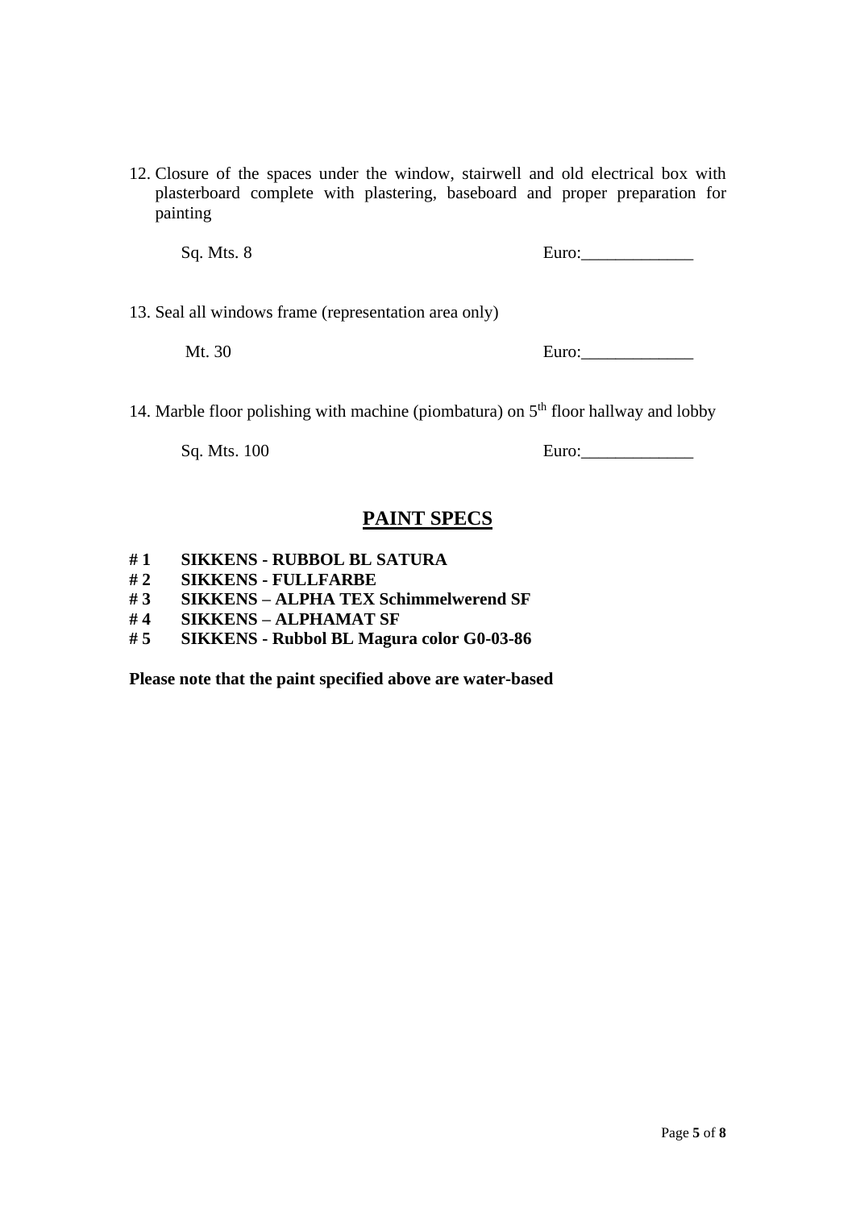12. Closure of the spaces under the window, stairwell and old electrical box with plasterboard complete with plastering, baseboard and proper preparation for painting

    Sq. Mts. 8 Euro:_____________

13. Seal all windows frame (representation area only)

    Mt. 30 Euro:_____________

14. Marble floor polishing with machine (piombatura) on 5th floor hallway and lobby

    Sq. Mts. 100 Euro:_____________

## PAINT SPECS

**# 1 SIKKENS - RUBBOL BL SATURA**
**# 2 SIKKENS - FULLFARBE**
**# 3 SIKKENS – ALPHA TEX Schimmelwerend SF**
**# 4 SIKKENS – ALPHAMAT SF**
**# 5 SIKKENS - Rubbol BL Magura color G0-03-86**

**Please note that the paint specified above are water-based**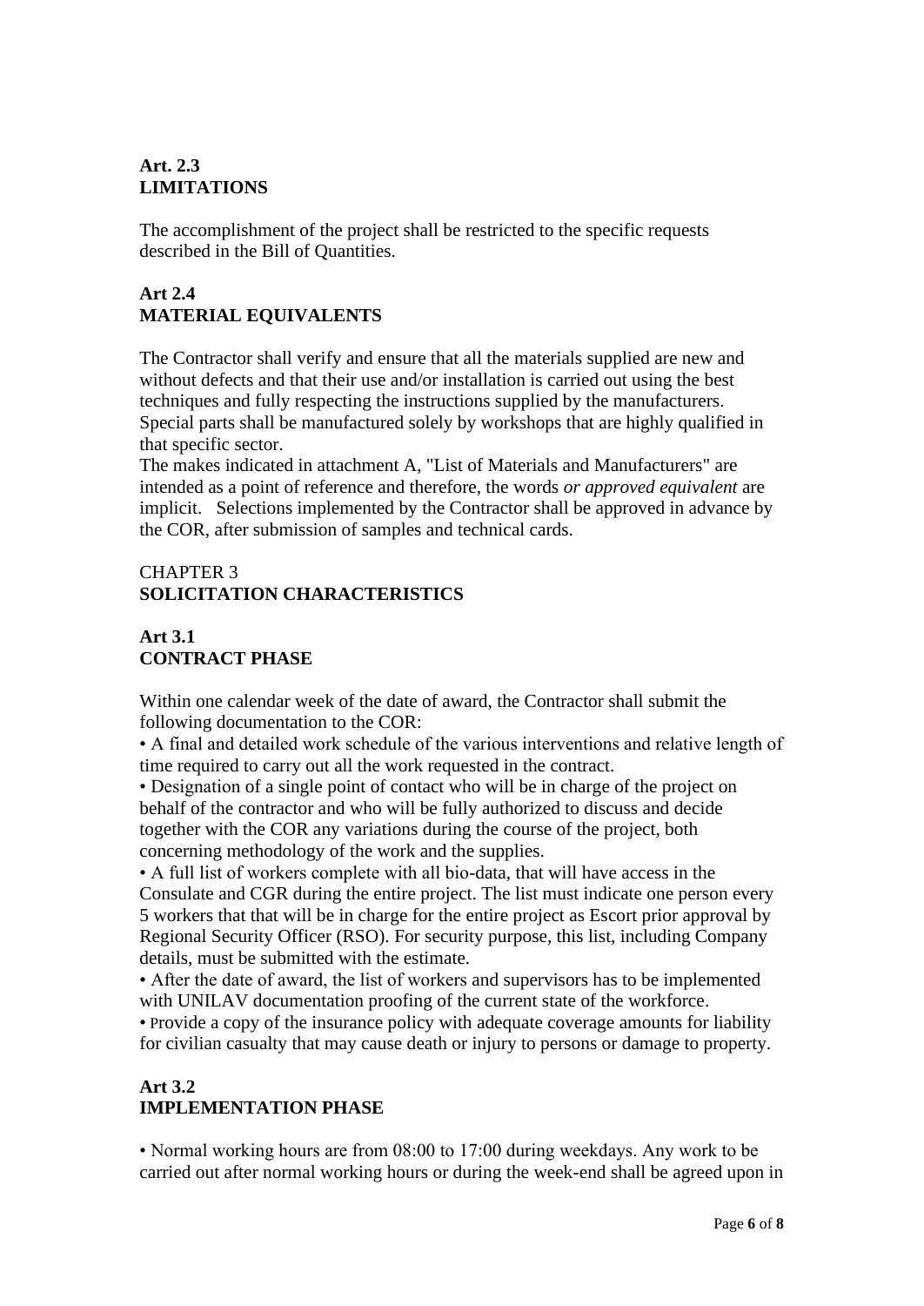**Art. 2.3**
**LIMITATIONS**

The accomplishment of the project shall be restricted to the specific requests described in the Bill of Quantities.

**Art 2.4**
**MATERIAL EQUIVALENTS**

The Contractor shall verify and ensure that all the materials supplied are new and without defects and that their use and/or installation is carried out using the best techniques and fully respecting the instructions supplied by the manufacturers. Special parts shall be manufactured solely by workshops that are highly qualified in that specific sector.
The makes indicated in attachment A, "List of Materials and Manufacturers" are intended as a point of reference and therefore, the words *or approved equivalent* are implicit. Selections implemented by the Contractor shall be approved in advance by the COR, after submission of samples and technical cards.

CHAPTER 3
**SOLICITATION CHARACTERISTICS**

**Art 3.1**
**CONTRACT PHASE**

Within one calendar week of the date of award, the Contractor shall submit the following documentation to the COR:

- A final and detailed work schedule of the various interventions and relative length of time required to carry out all the work requested in the contract.
- Designation of a single point of contact who will be in charge of the project on behalf of the contractor and who will be fully authorized to discuss and decide together with the COR any variations during the course of the project, both concerning methodology of the work and the supplies.
- A full list of workers complete with all bio-data, that will have access in the Consulate and CGR during the entire project. The list must indicate one person every 5 workers that that will be in charge for the entire project as Escort prior approval by Regional Security Officer (RSO). For security purpose, this list, including Company details, must be submitted with the estimate.
- After the date of award, the list of workers and supervisors has to be implemented with UNILAV documentation proofing of the current state of the workforce.
- Provide a copy of the insurance policy with adequate coverage amounts for liability for civilian casualty that may cause death or injury to persons or damage to property.

**Art 3.2**
**IMPLEMENTATION PHASE**

- Normal working hours are from 08:00 to 17:00 during weekdays. Any work to be carried out after normal working hours or during the week-end shall be agreed upon in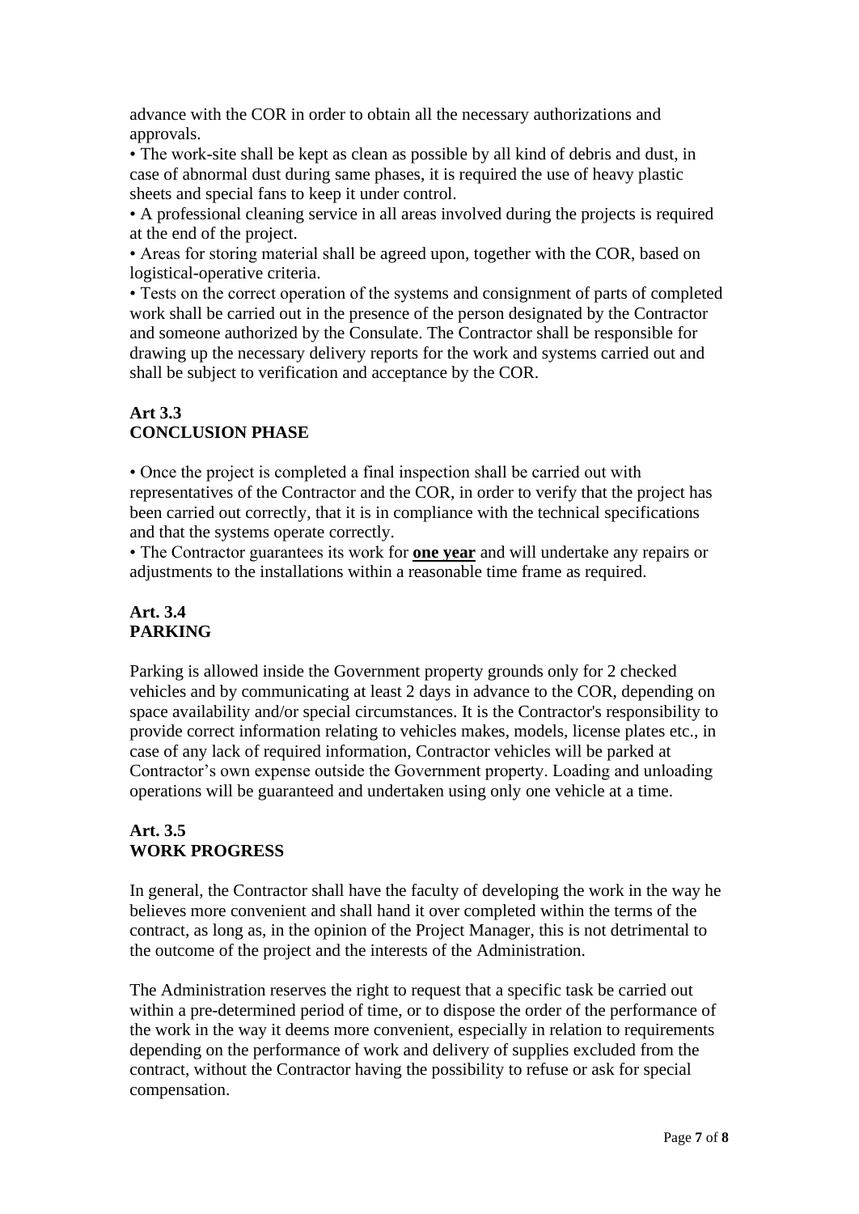advance with the COR in order to obtain all the necessary authorizations and approvals.

- The work-site shall be kept as clean as possible by all kind of debris and dust, in case of abnormal dust during same phases, it is required the use of heavy plastic sheets and special fans to keep it under control.
- A professional cleaning service in all areas involved during the projects is required at the end of the project.
- Areas for storing material shall be agreed upon, together with the COR, based on logistical-operative criteria.
- Tests on the correct operation of the systems and consignment of parts of completed work shall be carried out in the presence of the person designated by the Contractor and someone authorized by the Consulate. The Contractor shall be responsible for drawing up the necessary delivery reports for the work and systems carried out and shall be subject to verification and acceptance by the COR.

**Art 3.3**
**CONCLUSION PHASE**

- Once the project is completed a final inspection shall be carried out with representatives of the Contractor and the COR, in order to verify that the project has been carried out correctly, that it is in compliance with the technical specifications and that the systems operate correctly.
- The Contractor guarantees its work for **<u>one year</u>** and will undertake any repairs or adjustments to the installations within a reasonable time frame as required.

**Art. 3.4**
**PARKING**

Parking is allowed inside the Government property grounds only for 2 checked vehicles and by communicating at least 2 days in advance to the COR, depending on space availability and/or special circumstances. It is the Contractor's responsibility to provide correct information relating to vehicles makes, models, license plates etc., in case of any lack of required information, Contractor vehicles will be parked at Contractor's own expense outside the Government property. Loading and unloading operations will be guaranteed and undertaken using only one vehicle at a time.

**Art. 3.5**
**WORK PROGRESS**

In general, the Contractor shall have the faculty of developing the work in the way he believes more convenient and shall hand it over completed within the terms of the contract, as long as, in the opinion of the Project Manager, this is not detrimental to the outcome of the project and the interests of the Administration.

The Administration reserves the right to request that a specific task be carried out within a pre-determined period of time, or to dispose the order of the performance of the work in the way it deems more convenient, especially in relation to requirements depending on the performance of work and delivery of supplies excluded from the contract, without the Contractor having the possibility to refuse or ask for special compensation.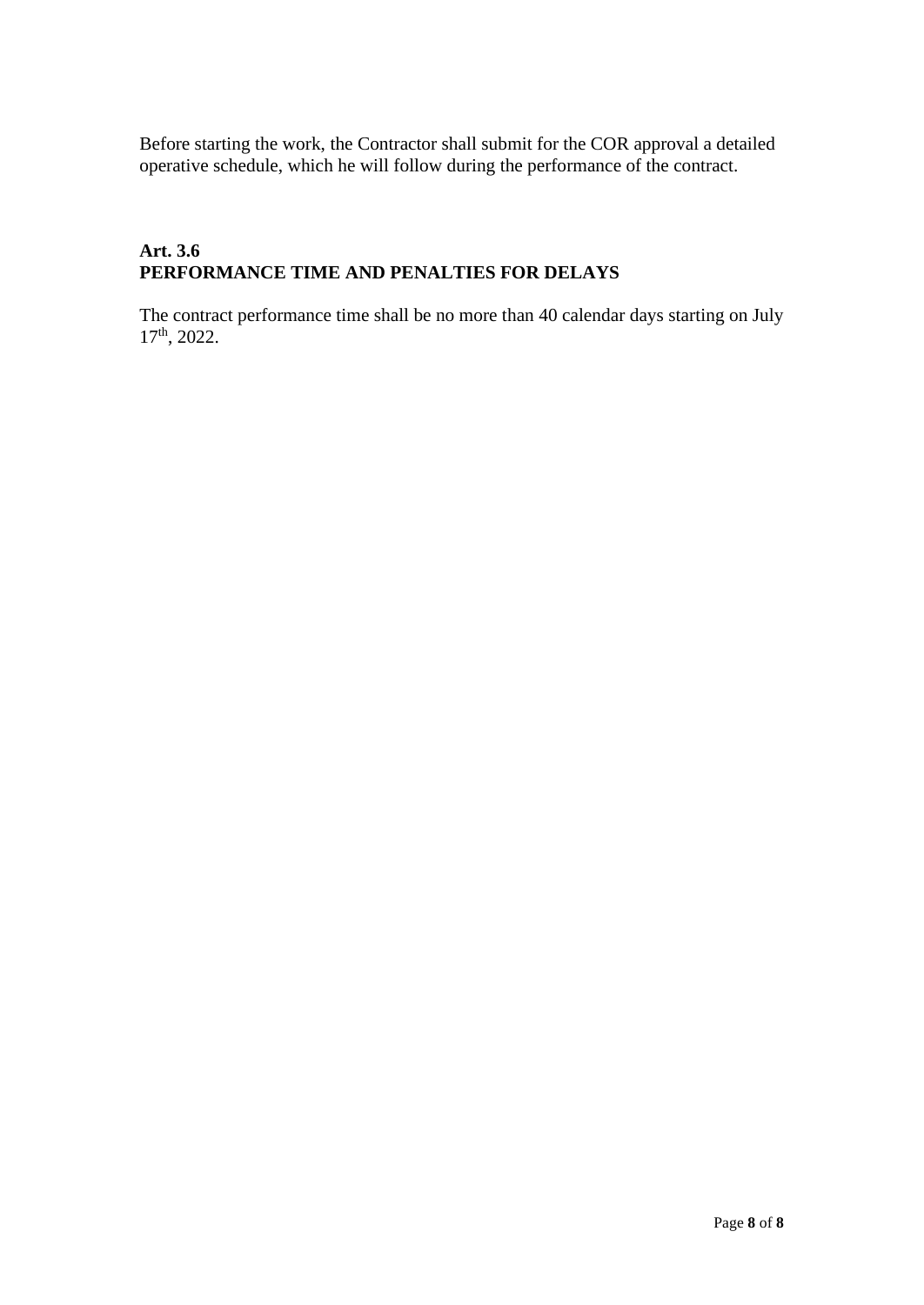Before starting the work, the Contractor shall submit for the COR approval a detailed operative schedule, which he will follow during the performance of the contract.

**Art. 3.6**
**PERFORMANCE TIME AND PENALTIES FOR DELAYS**

The contract performance time shall be no more than 40 calendar days starting on July 17th, 2022.